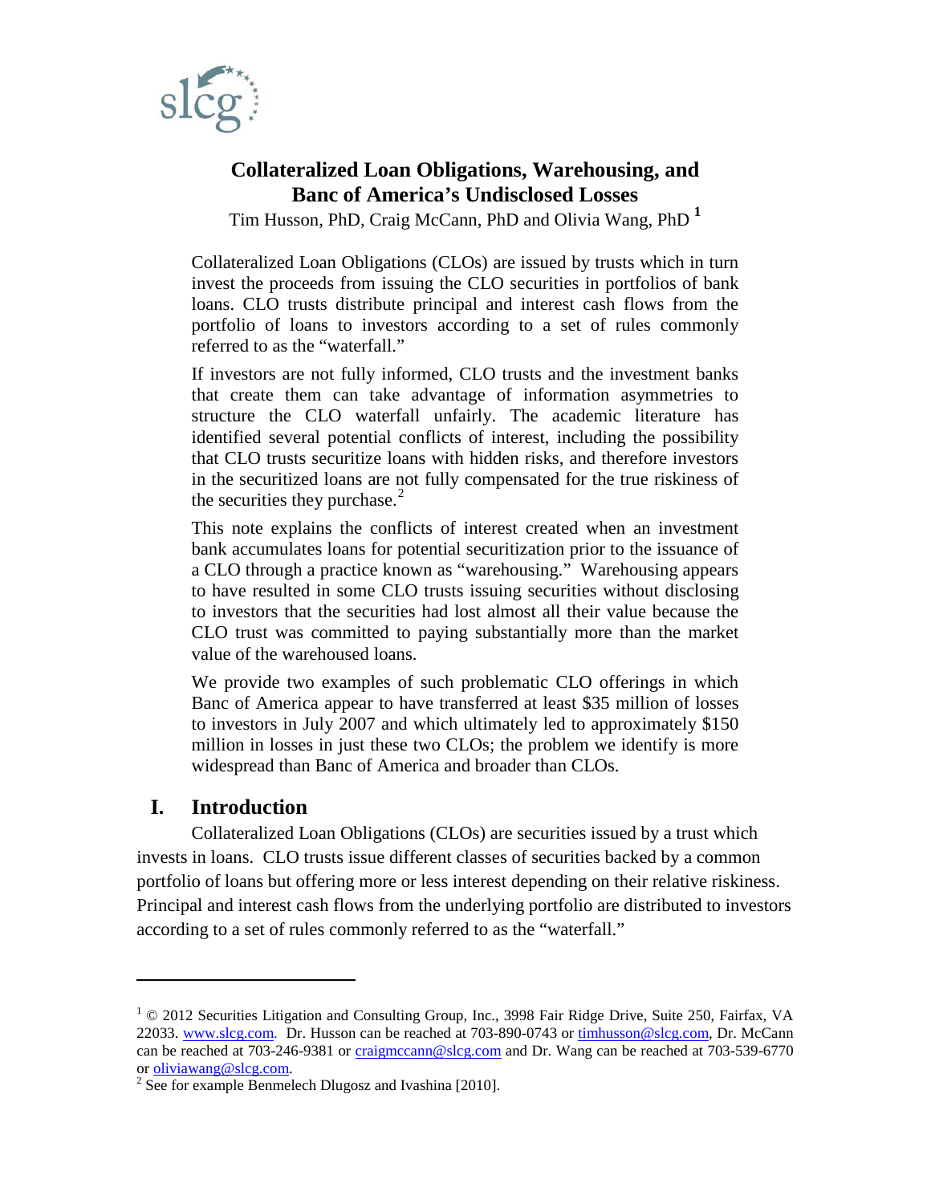# Collateralized Loan Obligations, Warehousing, and Banc of America's Undisclosed Losses

Tim Husson, PhD, Craig McCann, PhD and Olivia Wang, PhD [1]

Collateralized Loan Obligations (CLOs) are issued by trusts which in turn invest the proceeds from issuing the CLO securities in portfolios of bank loans. CLO trusts distribute principal and interest cash flows from the portfolio of loans to investors according to a set of rules commonly referred to as the "waterfall."

If investors are not fully informed, CLO trusts and the investment banks that create them can take advantage of information asymmetries to structure the CLO waterfall unfairly. The academic literature has identified several potential conflicts of interest, including the possibility that CLO trusts securitize loans with hidden risks, and therefore investors in the securitized loans are not fully compensated for the true riskiness of the securities they purchase.[2]

This note explains the conflicts of interest created when an investment bank accumulates loans for potential securitization prior to the issuance of a CLO through a practice known as "warehousing." Warehousing appears to have resulted in some CLO trusts issuing securities without disclosing to investors that the securities had lost almost all their value because the CLO trust was committed to paying substantially more than the market value of the warehoused loans.

We provide two examples of such problematic CLO offerings in which Banc of America appear to have transferred at least $35 million of losses to investors in July 2007 and which ultimately led to approximately $150 million in losses in just these two CLOs; the problem we identify is more widespread than Banc of America and broader than CLOs.

## I. Introduction

Collateralized Loan Obligations (CLOs) are securities issued by a trust which invests in loans. CLO trusts issue different classes of securities backed by a common portfolio of loans but offering more or less interest depending on their relative riskiness. Principal and interest cash flows from the underlying portfolio are distributed to investors according to a set of rules commonly referred to as the "waterfall."

---

[1] © 2012 Securities Litigation and Consulting Group, Inc., 3998 Fair Ridge Drive, Suite 250, Fairfax, VA 22033. www.slcg.com. Dr. Husson can be reached at 703-890-0743 or timhusson@slcg.com, Dr. McCann can be reached at 703-246-9381 or craigmccann@slcg.com and Dr. Wang can be reached at 703-539-6770 or oliviawang@slcg.com.

[2] See for example Benmelech Dlugosz and Ivashina [2010].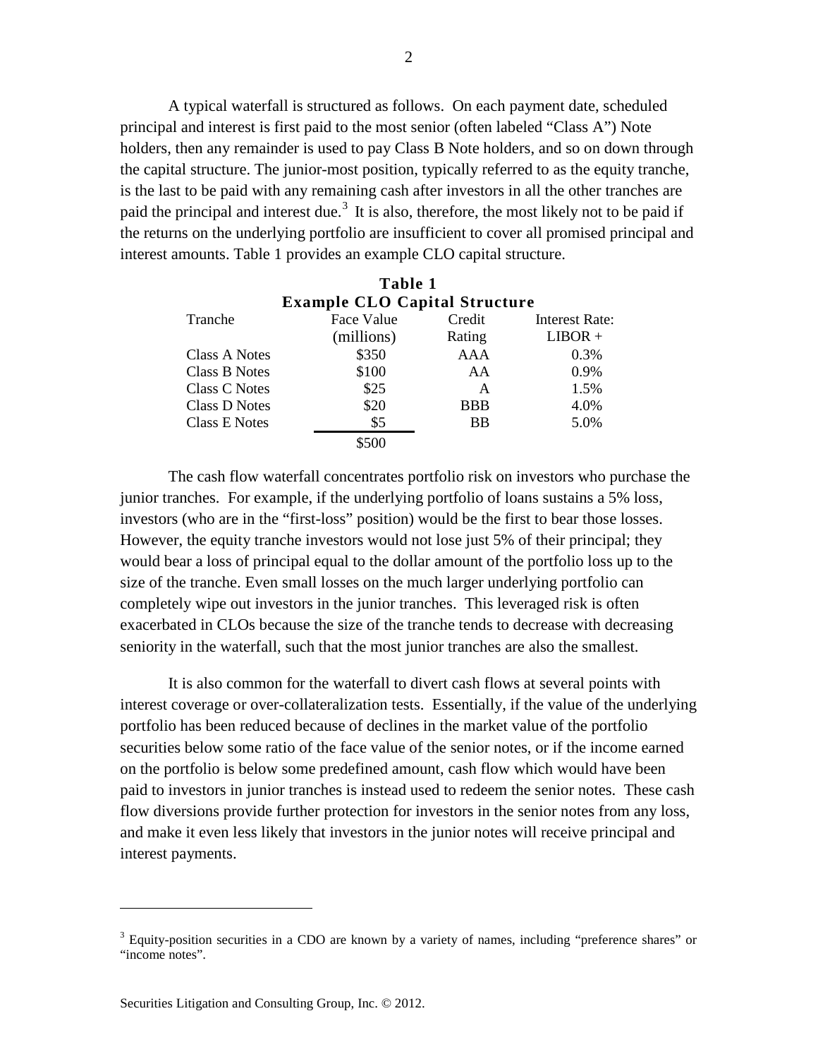A typical waterfall is structured as follows. On each payment date, scheduled principal and interest is first paid to the most senior (often labeled "Class A") Note holders, then any remainder is used to pay Class B Note holders, and so on down through the capital structure. The junior-most position, typically referred to as the equity tranche, is the last to be paid with any remaining cash after investors in all the other tranches are paid the principal and interest due.[3] It is also, therefore, the most likely not to be paid if the returns on the underlying portfolio are insufficient to cover all promised principal and interest amounts. Table 1 provides an example CLO capital structure.

**Table 1**
**Example CLO Capital Structure**

| Tranche | Face Value (millions) | Credit Rating | Interest Rate: LIBOR + |
|---|---|---|---|
| Class A Notes | \$350 | AAA | 0.3% |
| Class B Notes | \$100 | AA | 0.9% |
| Class C Notes | \$25 | A | 1.5% |
| Class D Notes | \$20 | BBB | 4.0% |
| Class E Notes | \$5 | BB | 5.0% |
| | \$500 | | |

The cash flow waterfall concentrates portfolio risk on investors who purchase the junior tranches. For example, if the underlying portfolio of loans sustains a 5% loss, investors (who are in the "first-loss" position) would be the first to bear those losses. However, the equity tranche investors would not lose just 5% of their principal; they would bear a loss of principal equal to the dollar amount of the portfolio loss up to the size of the tranche. Even small losses on the much larger underlying portfolio can completely wipe out investors in the junior tranches. This leveraged risk is often exacerbated in CLOs because the size of the tranche tends to decrease with decreasing seniority in the waterfall, such that the most junior tranches are also the smallest.

It is also common for the waterfall to divert cash flows at several points with interest coverage or over-collateralization tests. Essentially, if the value of the underlying portfolio has been reduced because of declines in the market value of the portfolio securities below some ratio of the face value of the senior notes, or if the income earned on the portfolio is below some predefined amount, cash flow which would have been paid to investors in junior tranches is instead used to redeem the senior notes. These cash flow diversions provide further protection for investors in the senior notes from any loss, and make it even less likely that investors in the junior notes will receive principal and interest payments.

[3] Equity-position securities in a CDO are known by a variety of names, including "preference shares" or "income notes".

Securities Litigation and Consulting Group, Inc. © 2012.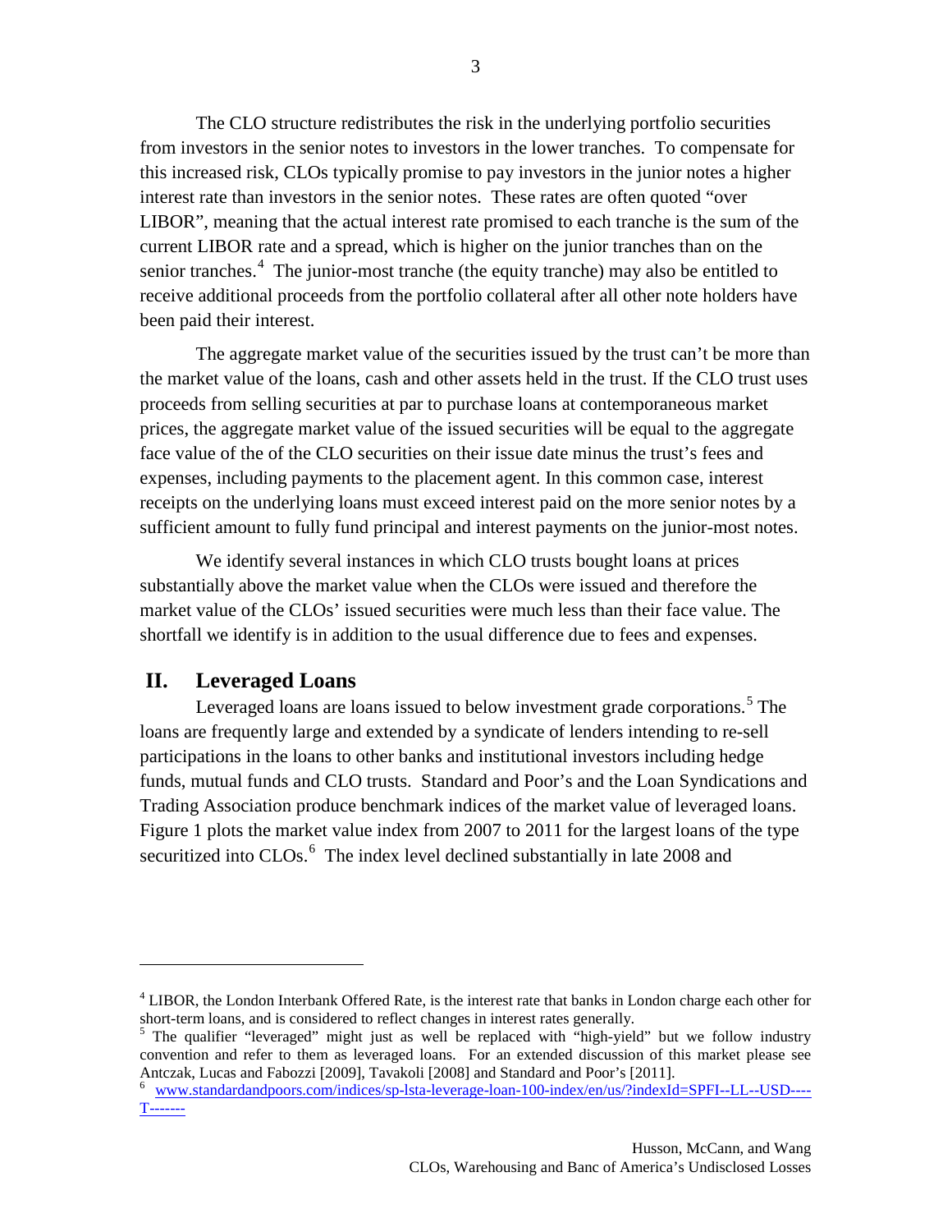The CLO structure redistributes the risk in the underlying portfolio securities from investors in the senior notes to investors in the lower tranches. To compensate for this increased risk, CLOs typically promise to pay investors in the junior notes a higher interest rate than investors in the senior notes. These rates are often quoted "over LIBOR", meaning that the actual interest rate promised to each tranche is the sum of the current LIBOR rate and a spread, which is higher on the junior tranches than on the senior tranches.[4] The junior-most tranche (the equity tranche) may also be entitled to receive additional proceeds from the portfolio collateral after all other note holders have been paid their interest.

The aggregate market value of the securities issued by the trust can't be more than the market value of the loans, cash and other assets held in the trust. If the CLO trust uses proceeds from selling securities at par to purchase loans at contemporaneous market prices, the aggregate market value of the issued securities will be equal to the aggregate face value of the of the CLO securities on their issue date minus the trust's fees and expenses, including payments to the placement agent. In this common case, interest receipts on the underlying loans must exceed interest paid on the more senior notes by a sufficient amount to fully fund principal and interest payments on the junior-most notes.

We identify several instances in which CLO trusts bought loans at prices substantially above the market value when the CLOs were issued and therefore the market value of the CLOs' issued securities were much less than their face value. The shortfall we identify is in addition to the usual difference due to fees and expenses.

## II. Leveraged Loans

Leveraged loans are loans issued to below investment grade corporations.[5] The loans are frequently large and extended by a syndicate of lenders intending to re-sell participations in the loans to other banks and institutional investors including hedge funds, mutual funds and CLO trusts. Standard and Poor's and the Loan Syndications and Trading Association produce benchmark indices of the market value of leveraged loans. Figure 1 plots the market value index from 2007 to 2011 for the largest loans of the type securitized into CLOs.[6] The index level declined substantially in late 2008 and

---

[4] LIBOR, the London Interbank Offered Rate, is the interest rate that banks in London charge each other for short-term loans, and is considered to reflect changes in interest rates generally.

[5] The qualifier "leveraged" might just as well be replaced with "high-yield" but we follow industry convention and refer to them as leveraged loans. For an extended discussion of this market please see Antczak, Lucas and Fabozzi [2009], Tavakoli [2008] and Standard and Poor's [2011].

[6] www.standardandpoors.com/indices/sp-lsta-leverage-loan-100-index/en/us/?indexId=SPFI--LL--USD----T-------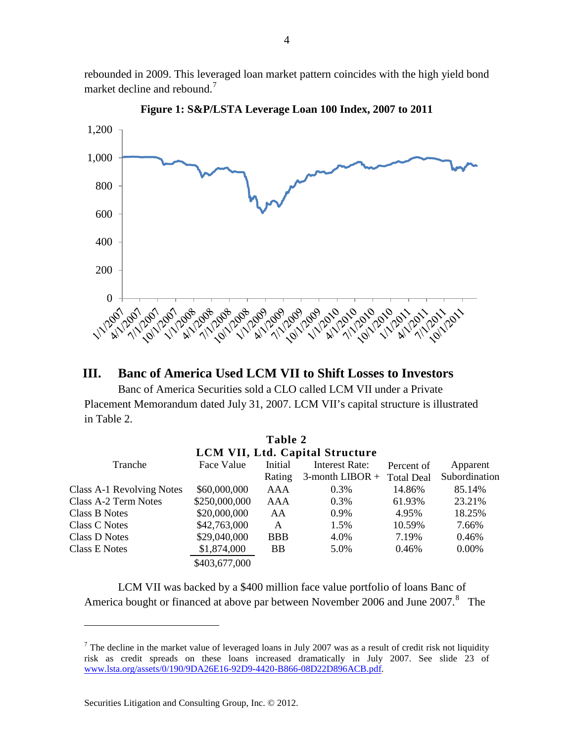rebounded in 2009. This leveraged loan market pattern coincides with the high yield bond market decline and rebound.[7]

**Figure 1: S&P/LSTA Leverage Loan 100 Index, 2007 to 2011**

## III. Banc of America Used LCM VII to Shift Losses to Investors

Banc of America Securities sold a CLO called LCM VII under a Private Placement Memorandum dated July 31, 2007. LCM VII's capital structure is illustrated in Table 2.

**Table 2**
**LCM VII, Ltd. Capital Structure**

| Tranche | Face Value | Initial Rating | Interest Rate: 3-month LIBOR + | Percent of Total Deal | Apparent Subordination |
|---|---|---|---|---|---|
| Class A-1 Revolving Notes | $60,000,000 | AAA | 0.3% | 14.86% | 85.14% |
| Class A-2 Term Notes | $250,000,000 | AAA | 0.3% | 61.93% | 23.21% |
| Class B Notes | $20,000,000 | AA | 0.9% | 4.95% | 18.25% |
| Class C Notes | $42,763,000 | A | 1.5% | 10.59% | 7.66% |
| Class D Notes | $29,040,000 | BBB | 4.0% | 7.19% | 0.46% |
| Class E Notes | $1,874,000 | BB | 5.0% | 0.46% | 0.00% |
| | $403,677,000 | | | | |

LCM VII was backed by a $400 million face value portfolio of loans Banc of America bought or financed at above par between November 2006 and June 2007.[8] The

[7] The decline in the market value of leveraged loans in July 2007 was as a result of credit risk not liquidity risk as credit spreads on these loans increased dramatically in July 2007. See slide 23 of www.lsta.org/assets/0/190/9DA26E16-92D9-4420-B866-08D22D896ACB.pdf.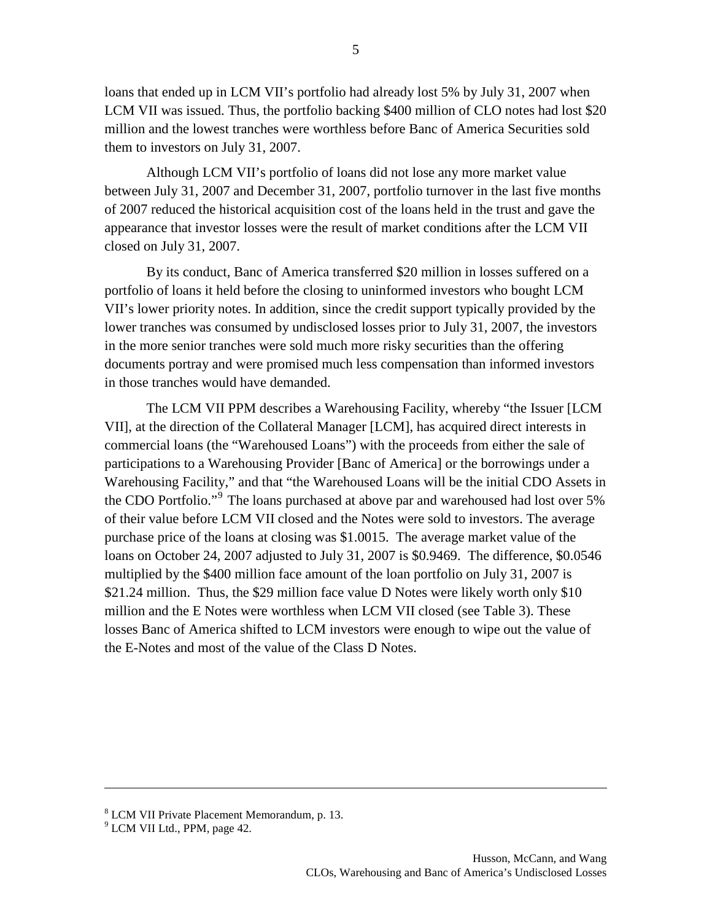loans that ended up in LCM VII's portfolio had already lost 5% by July 31, 2007 when LCM VII was issued. Thus, the portfolio backing $400 million of CLO notes had lost $20 million and the lowest tranches were worthless before Banc of America Securities sold them to investors on July 31, 2007.

Although LCM VII's portfolio of loans did not lose any more market value between July 31, 2007 and December 31, 2007, portfolio turnover in the last five months of 2007 reduced the historical acquisition cost of the loans held in the trust and gave the appearance that investor losses were the result of market conditions after the LCM VII closed on July 31, 2007.

By its conduct, Banc of America transferred $20 million in losses suffered on a portfolio of loans it held before the closing to uninformed investors who bought LCM VII's lower priority notes. In addition, since the credit support typically provided by the lower tranches was consumed by undisclosed losses prior to July 31, 2007, the investors in the more senior tranches were sold much more risky securities than the offering documents portray and were promised much less compensation than informed investors in those tranches would have demanded.

The LCM VII PPM describes a Warehousing Facility, whereby "the Issuer [LCM VII], at the direction of the Collateral Manager [LCM], has acquired direct interests in commercial loans (the "Warehoused Loans") with the proceeds from either the sale of participations to a Warehousing Provider [Banc of America] or the borrowings under a Warehousing Facility," and that "the Warehoused Loans will be the initial CDO Assets in the CDO Portfolio."[9] The loans purchased at above par and warehoused had lost over 5% of their value before LCM VII closed and the Notes were sold to investors. The average purchase price of the loans at closing was $1.0015. The average market value of the loans on October 24, 2007 adjusted to July 31, 2007 is $0.9469. The difference, $0.0546 multiplied by the $400 million face amount of the loan portfolio on July 31, 2007 is $21.24 million. Thus, the $29 million face value D Notes were likely worth only $10 million and the E Notes were worthless when LCM VII closed (see Table 3). These losses Banc of America shifted to LCM investors were enough to wipe out the value of the E-Notes and most of the value of the Class D Notes.

---

[8] LCM VII Private Placement Memorandum, p. 13.
[9] LCM VII Ltd., PPM, page 42.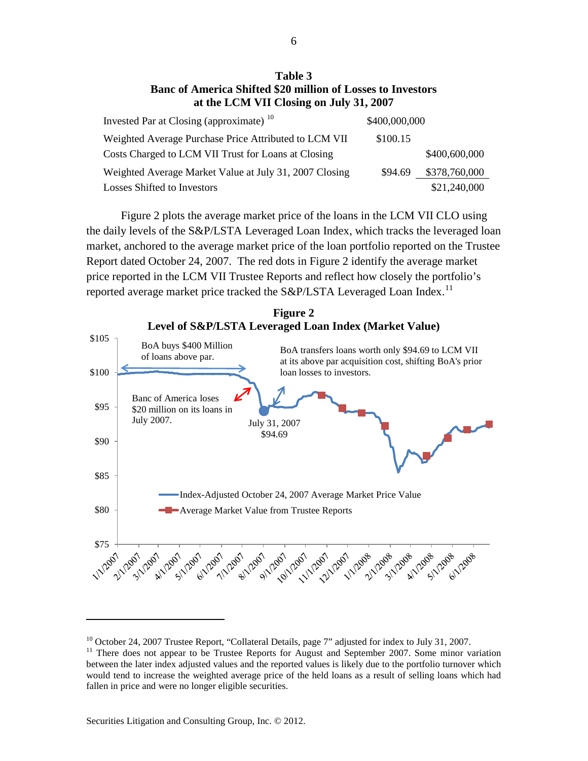**Table 3**
**Banc of America Shifted $20 million of Losses to Investors at the LCM VII Closing on July 31, 2007**

| | | |
|---|---|---|
| Invested Par at Closing (approximate) [10] | $400,000,000 | |
| Weighted Average Purchase Price Attributed to LCM VII | $100.15 | |
| Costs Charged to LCM VII Trust for Loans at Closing | | $400,600,000 |
| Weighted Average Market Value at July 31, 2007 Closing | $94.69 | $378,760,000 |
| Losses Shifted to Investors | | $21,240,000 |

Figure 2 plots the average market price of the loans in the LCM VII CLO using the daily levels of the S&P/LSTA Leveraged Loan Index, which tracks the leveraged loan market, anchored to the average market price of the loan portfolio reported on the Trustee Report dated October 24, 2007. The red dots in Figure 2 identify the average market price reported in the LCM VII Trustee Reports and reflect how closely the portfolio's reported average market price tracked the S&P/LSTA Leveraged Loan Index.[11]

**Figure 2**
**Level of S&P/LSTA Leveraged Loan Index (Market Value)**

---

[10] October 24, 2007 Trustee Report, "Collateral Details, page 7" adjusted for index to July 31, 2007.

[11] There does not appear to be Trustee Reports for August and September 2007. Some minor variation between the later index adjusted values and the reported values is likely due to the portfolio turnover which would tend to increase the weighted average price of the held loans as a result of selling loans which had fallen in price and were no longer eligible securities.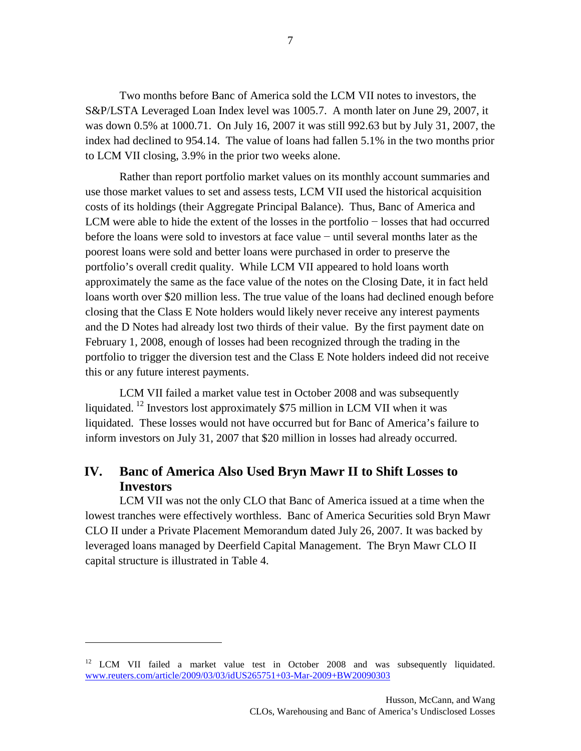Two months before Banc of America sold the LCM VII notes to investors, the S&P/LSTA Leveraged Loan Index level was 1005.7. A month later on June 29, 2007, it was down 0.5% at 1000.71. On July 16, 2007 it was still 992.63 but by July 31, 2007, the index had declined to 954.14. The value of loans had fallen 5.1% in the two months prior to LCM VII closing, 3.9% in the prior two weeks alone.

Rather than report portfolio market values on its monthly account summaries and use those market values to set and assess tests, LCM VII used the historical acquisition costs of its holdings (their Aggregate Principal Balance). Thus, Banc of America and LCM were able to hide the extent of the losses in the portfolio − losses that had occurred before the loans were sold to investors at face value − until several months later as the poorest loans were sold and better loans were purchased in order to preserve the portfolio's overall credit quality. While LCM VII appeared to hold loans worth approximately the same as the face value of the notes on the Closing Date, it in fact held loans worth over $20 million less. The true value of the loans had declined enough before closing that the Class E Note holders would likely never receive any interest payments and the D Notes had already lost two thirds of their value. By the first payment date on February 1, 2008, enough of losses had been recognized through the trading in the portfolio to trigger the diversion test and the Class E Note holders indeed did not receive this or any future interest payments.

LCM VII failed a market value test in October 2008 and was subsequently liquidated.[12] Investors lost approximately $75 million in LCM VII when it was liquidated. These losses would not have occurred but for Banc of America's failure to inform investors on July 31, 2007 that $20 million in losses had already occurred.

## IV. Banc of America Also Used Bryn Mawr II to Shift Losses to Investors

LCM VII was not the only CLO that Banc of America issued at a time when the lowest tranches were effectively worthless. Banc of America Securities sold Bryn Mawr CLO II under a Private Placement Memorandum dated July 26, 2007. It was backed by leveraged loans managed by Deerfield Capital Management. The Bryn Mawr CLO II capital structure is illustrated in Table 4.

---

[12] LCM VII failed a market value test in October 2008 and was subsequently liquidated. www.reuters.com/article/2009/03/03/idUS265751+03-Mar-2009+BW20090303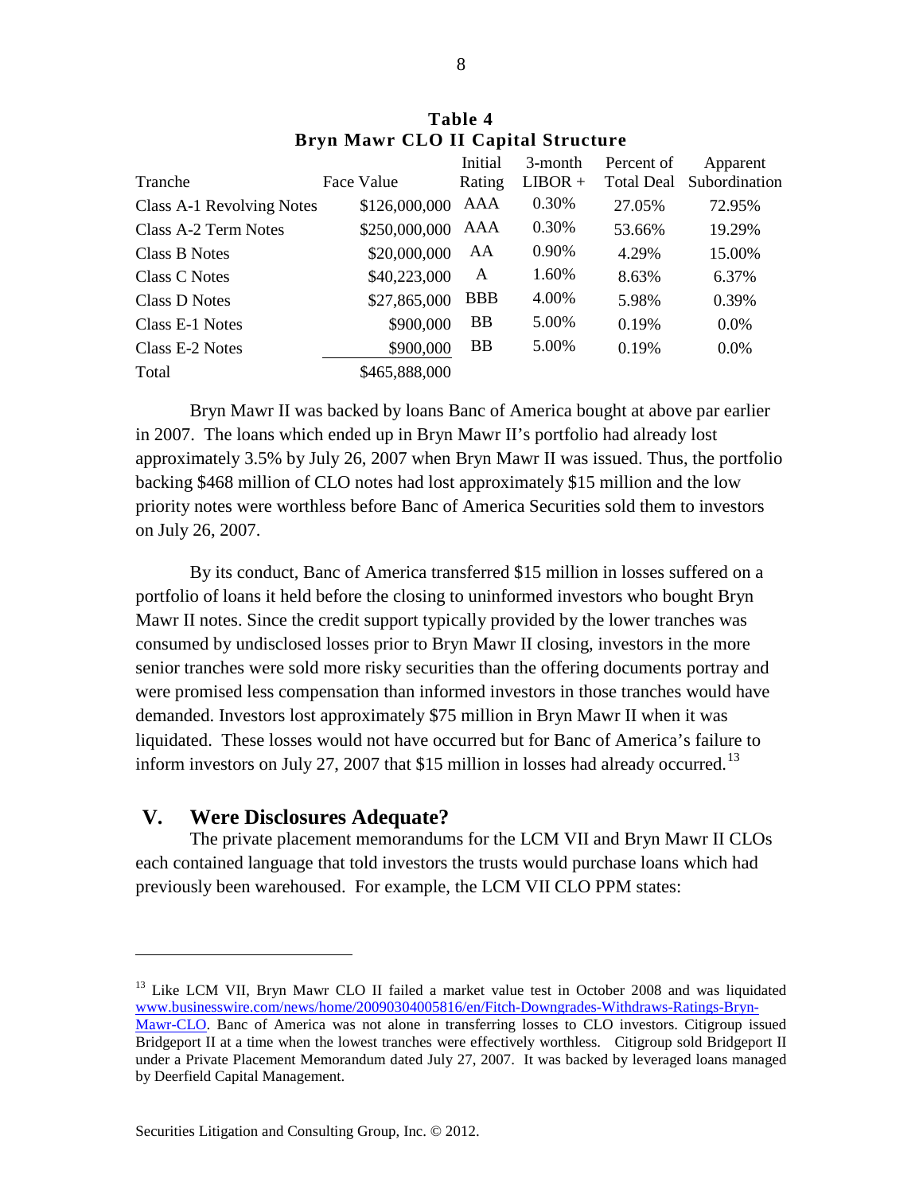**Table 4**
**Bryn Mawr CLO II Capital Structure**

| Tranche | Face Value | Initial Rating | 3-month LIBOR + | Percent of Total Deal | Apparent Subordination |
|---|---|---|---|---|---|
| Class A-1 Revolving Notes | \$126,000,000 | AAA | 0.30% | 27.05% | 72.95% |
| Class A-2 Term Notes | \$250,000,000 | AAA | 0.30% | 53.66% | 19.29% |
| Class B Notes | \$20,000,000 | AA | 0.90% | 4.29% | 15.00% |
| Class C Notes | \$40,223,000 | A | 1.60% | 8.63% | 6.37% |
| Class D Notes | \$27,865,000 | BBB | 4.00% | 5.98% | 0.39% |
| Class E-1 Notes | \$900,000 | BB | 5.00% | 0.19% | 0.0% |
| Class E-2 Notes | \$900,000 | BB | 5.00% | 0.19% | 0.0% |
| Total | \$465,888,000 | | | | |

Bryn Mawr II was backed by loans Banc of America bought at above par earlier in 2007. The loans which ended up in Bryn Mawr II's portfolio had already lost approximately 3.5% by July 26, 2007 when Bryn Mawr II was issued. Thus, the portfolio backing \$468 million of CLO notes had lost approximately \$15 million and the low priority notes were worthless before Banc of America Securities sold them to investors on July 26, 2007.

By its conduct, Banc of America transferred \$15 million in losses suffered on a portfolio of loans it held before the closing to uninformed investors who bought Bryn Mawr II notes. Since the credit support typically provided by the lower tranches was consumed by undisclosed losses prior to Bryn Mawr II closing, investors in the more senior tranches were sold more risky securities than the offering documents portray and were promised less compensation than informed investors in those tranches would have demanded. Investors lost approximately \$75 million in Bryn Mawr II when it was liquidated. These losses would not have occurred but for Banc of America's failure to inform investors on July 27, 2007 that \$15 million in losses had already occurred.[13]

## V. Were Disclosures Adequate?

The private placement memorandums for the LCM VII and Bryn Mawr II CLOs each contained language that told investors the trusts would purchase loans which had previously been warehoused. For example, the LCM VII CLO PPM states:

---

[13] Like LCM VII, Bryn Mawr CLO II failed a market value test in October 2008 and was liquidated www.businesswire.com/news/home/20090304005816/en/Fitch-Downgrades-Withdraws-Ratings-Bryn-Mawr-CLO. Banc of America was not alone in transferring losses to CLO investors. Citigroup issued Bridgeport II at a time when the lowest tranches were effectively worthless. Citigroup sold Bridgeport II under a Private Placement Memorandum dated July 27, 2007. It was backed by leveraged loans managed by Deerfield Capital Management.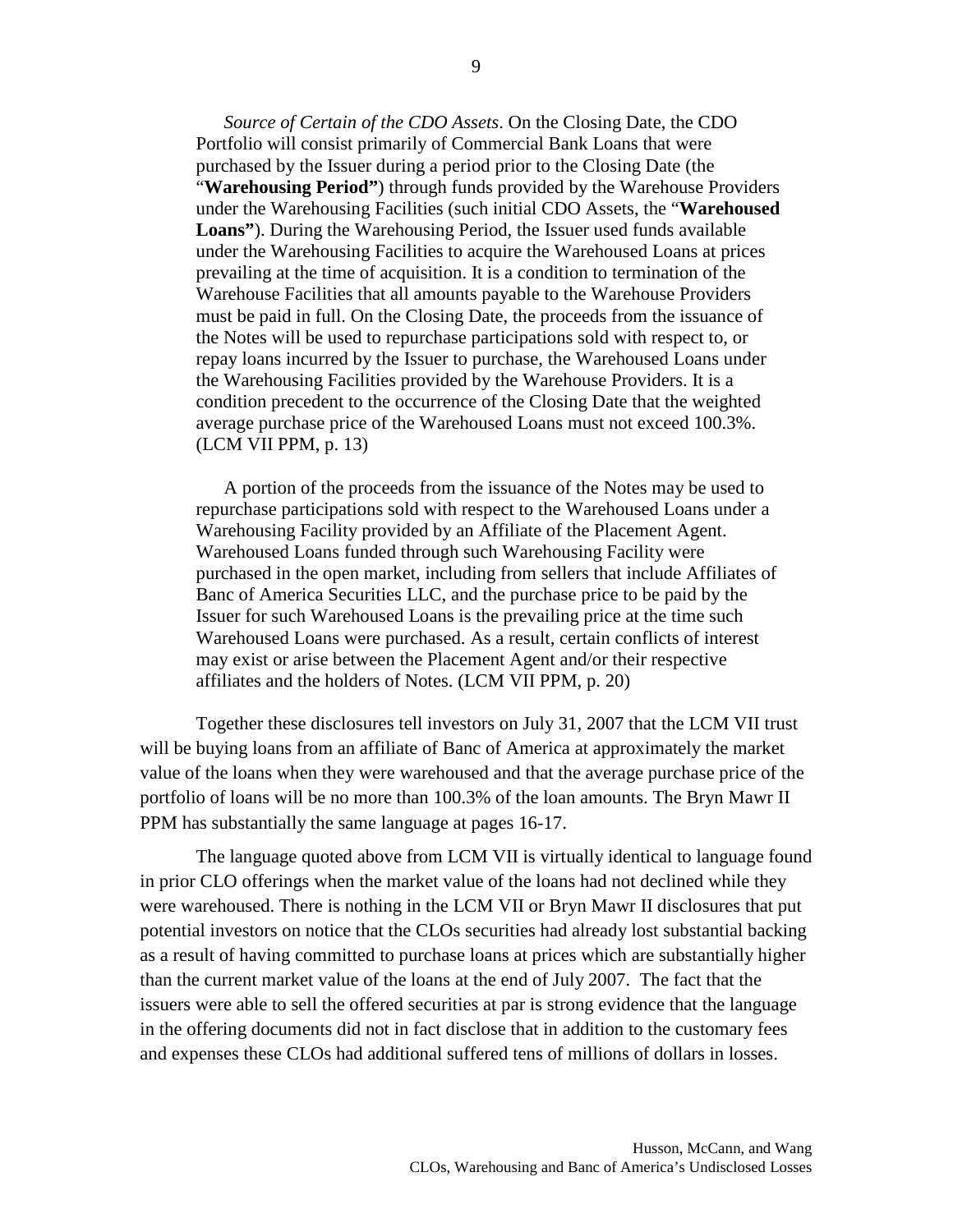> *Source of Certain of the CDO Assets*. On the Closing Date, the CDO Portfolio will consist primarily of Commercial Bank Loans that were purchased by the Issuer during a period prior to the Closing Date (the "**Warehousing Period"**) through funds provided by the Warehouse Providers under the Warehousing Facilities (such initial CDO Assets, the "**Warehoused Loans"**). During the Warehousing Period, the Issuer used funds available under the Warehousing Facilities to acquire the Warehoused Loans at prices prevailing at the time of acquisition. It is a condition to termination of the Warehouse Facilities that all amounts payable to the Warehouse Providers must be paid in full. On the Closing Date, the proceeds from the issuance of the Notes will be used to repurchase participations sold with respect to, or repay loans incurred by the Issuer to purchase, the Warehoused Loans under the Warehousing Facilities provided by the Warehouse Providers. It is a condition precedent to the occurrence of the Closing Date that the weighted average purchase price of the Warehoused Loans must not exceed 100.3%. (LCM VII PPM, p. 13)

> A portion of the proceeds from the issuance of the Notes may be used to repurchase participations sold with respect to the Warehoused Loans under a Warehousing Facility provided by an Affiliate of the Placement Agent. Warehoused Loans funded through such Warehousing Facility were purchased in the open market, including from sellers that include Affiliates of Banc of America Securities LLC, and the purchase price to be paid by the Issuer for such Warehoused Loans is the prevailing price at the time such Warehoused Loans were purchased. As a result, certain conflicts of interest may exist or arise between the Placement Agent and/or their respective affiliates and the holders of Notes. (LCM VII PPM, p. 20)

Together these disclosures tell investors on July 31, 2007 that the LCM VII trust will be buying loans from an affiliate of Banc of America at approximately the market value of the loans when they were warehoused and that the average purchase price of the portfolio of loans will be no more than 100.3% of the loan amounts. The Bryn Mawr II PPM has substantially the same language at pages 16-17.

The language quoted above from LCM VII is virtually identical to language found in prior CLO offerings when the market value of the loans had not declined while they were warehoused. There is nothing in the LCM VII or Bryn Mawr II disclosures that put potential investors on notice that the CLOs securities had already lost substantial backing as a result of having committed to purchase loans at prices which are substantially higher than the current market value of the loans at the end of July 2007. The fact that the issuers were able to sell the offered securities at par is strong evidence that the language in the offering documents did not in fact disclose that in addition to the customary fees and expenses these CLOs had additional suffered tens of millions of dollars in losses.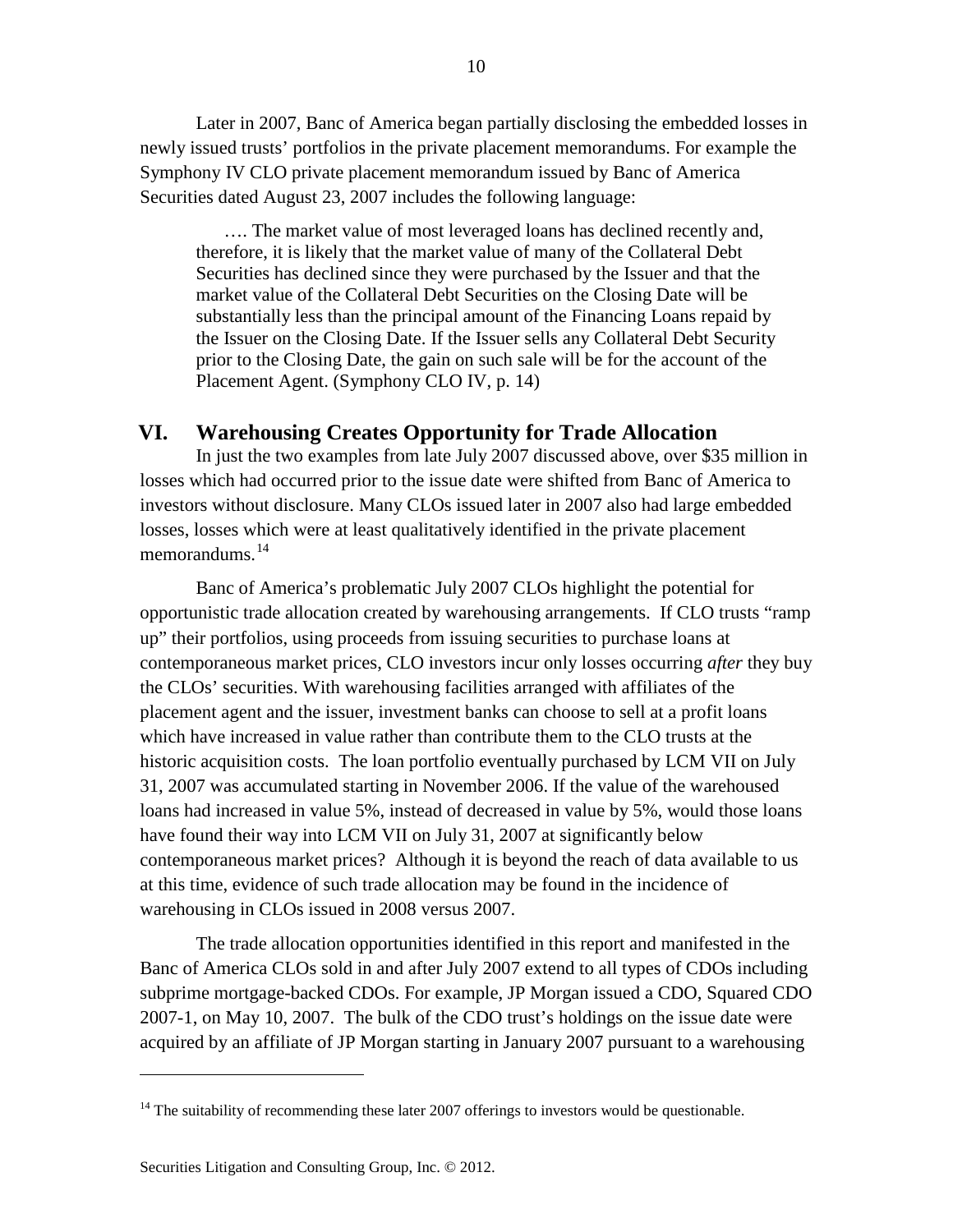Later in 2007, Banc of America began partially disclosing the embedded losses in newly issued trusts' portfolios in the private placement memorandums. For example the Symphony IV CLO private placement memorandum issued by Banc of America Securities dated August 23, 2007 includes the following language:

> …. The market value of most leveraged loans has declined recently and, therefore, it is likely that the market value of many of the Collateral Debt Securities has declined since they were purchased by the Issuer and that the market value of the Collateral Debt Securities on the Closing Date will be substantially less than the principal amount of the Financing Loans repaid by the Issuer on the Closing Date. If the Issuer sells any Collateral Debt Security prior to the Closing Date, the gain on such sale will be for the account of the Placement Agent. (Symphony CLO IV, p. 14)

## VI. Warehousing Creates Opportunity for Trade Allocation

In just the two examples from late July 2007 discussed above, over $35 million in losses which had occurred prior to the issue date were shifted from Banc of America to investors without disclosure. Many CLOs issued later in 2007 also had large embedded losses, losses which were at least qualitatively identified in the private placement memorandums.[14]

Banc of America's problematic July 2007 CLOs highlight the potential for opportunistic trade allocation created by warehousing arrangements. If CLO trusts "ramp up" their portfolios, using proceeds from issuing securities to purchase loans at contemporaneous market prices, CLO investors incur only losses occurring *after* they buy the CLOs' securities. With warehousing facilities arranged with affiliates of the placement agent and the issuer, investment banks can choose to sell at a profit loans which have increased in value rather than contribute them to the CLO trusts at the historic acquisition costs. The loan portfolio eventually purchased by LCM VII on July 31, 2007 was accumulated starting in November 2006. If the value of the warehoused loans had increased in value 5%, instead of decreased in value by 5%, would those loans have found their way into LCM VII on July 31, 2007 at significantly below contemporaneous market prices? Although it is beyond the reach of data available to us at this time, evidence of such trade allocation may be found in the incidence of warehousing in CLOs issued in 2008 versus 2007.

The trade allocation opportunities identified in this report and manifested in the Banc of America CLOs sold in and after July 2007 extend to all types of CDOs including subprime mortgage-backed CDOs. For example, JP Morgan issued a CDO, Squared CDO 2007-1, on May 10, 2007. The bulk of the CDO trust's holdings on the issue date were acquired by an affiliate of JP Morgan starting in January 2007 pursuant to a warehousing

---

[14] The suitability of recommending these later 2007 offerings to investors would be questionable.

Securities Litigation and Consulting Group, Inc. © 2012.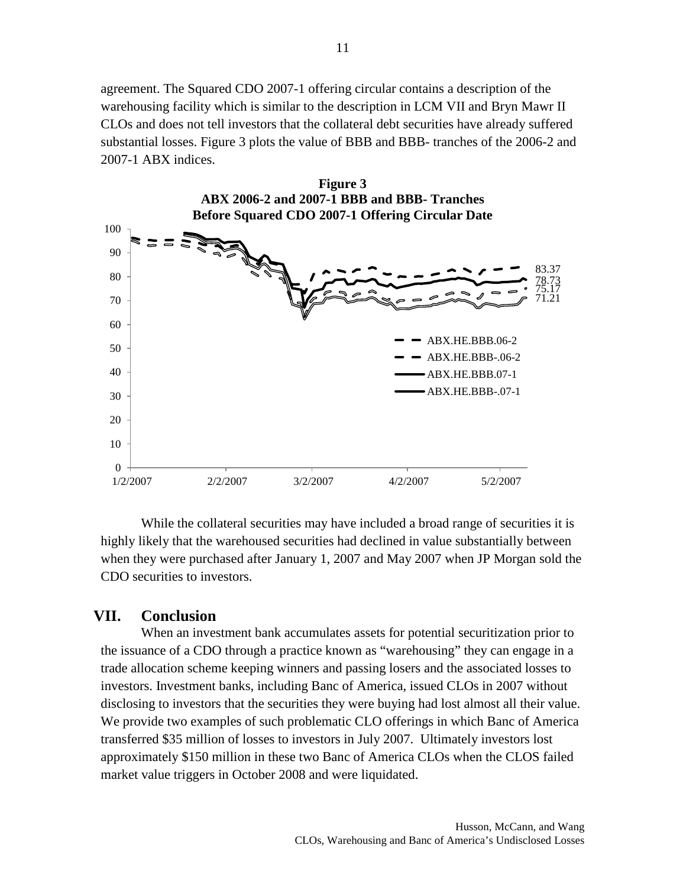agreement. The Squared CDO 2007-1 offering circular contains a description of the warehousing facility which is similar to the description in LCM VII and Bryn Mawr II CLOs and does not tell investors that the collateral debt securities have already suffered substantial losses. Figure 3 plots the value of BBB and BBB- tranches of the 2006-2 and 2007-1 ABX indices.

**Figure 3**
**ABX 2006-2 and 2007-1 BBB and BBB- Tranches**
**Before Squared CDO 2007-1 Offering Circular Date**

While the collateral securities may have included a broad range of securities it is highly likely that the warehoused securities had declined in value substantially between when they were purchased after January 1, 2007 and May 2007 when JP Morgan sold the CDO securities to investors.

## VII. Conclusion

When an investment bank accumulates assets for potential securitization prior to the issuance of a CDO through a practice known as "warehousing" they can engage in a trade allocation scheme keeping winners and passing losers and the associated losses to investors. Investment banks, including Banc of America, issued CLOs in 2007 without disclosing to investors that the securities they were buying had lost almost all their value. We provide two examples of such problematic CLO offerings in which Banc of America transferred $35 million of losses to investors in July 2007. Ultimately investors lost approximately $150 million in these two Banc of America CLOs when the CLOS failed market value triggers in October 2008 and were liquidated.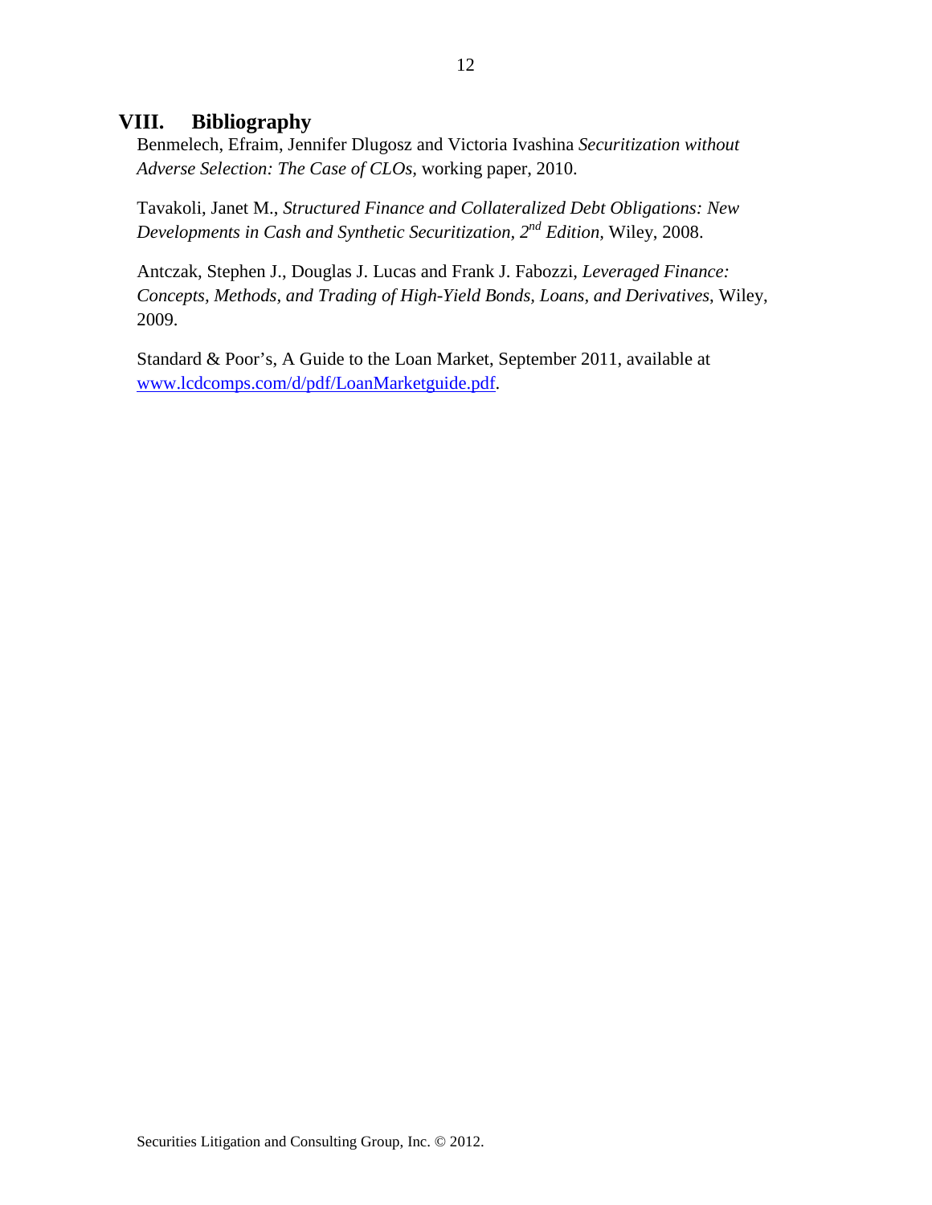## VIII. Bibliography

Benmelech, Efraim, Jennifer Dlugosz and Victoria Ivashina *Securitization without Adverse Selection: The Case of CLOs*, working paper, 2010.

Tavakoli, Janet M., *Structured Finance and Collateralized Debt Obligations: New Developments in Cash and Synthetic Securitization, 2nd Edition*, Wiley, 2008.

Antczak, Stephen J., Douglas J. Lucas and Frank J. Fabozzi, *Leveraged Finance: Concepts, Methods, and Trading of High-Yield Bonds, Loans, and Derivatives*, Wiley, 2009.

Standard & Poor's, A Guide to the Loan Market, September 2011, available at www.lcdcomps.com/d/pdf/LoanMarketguide.pdf.

Securities Litigation and Consulting Group, Inc. © 2012.